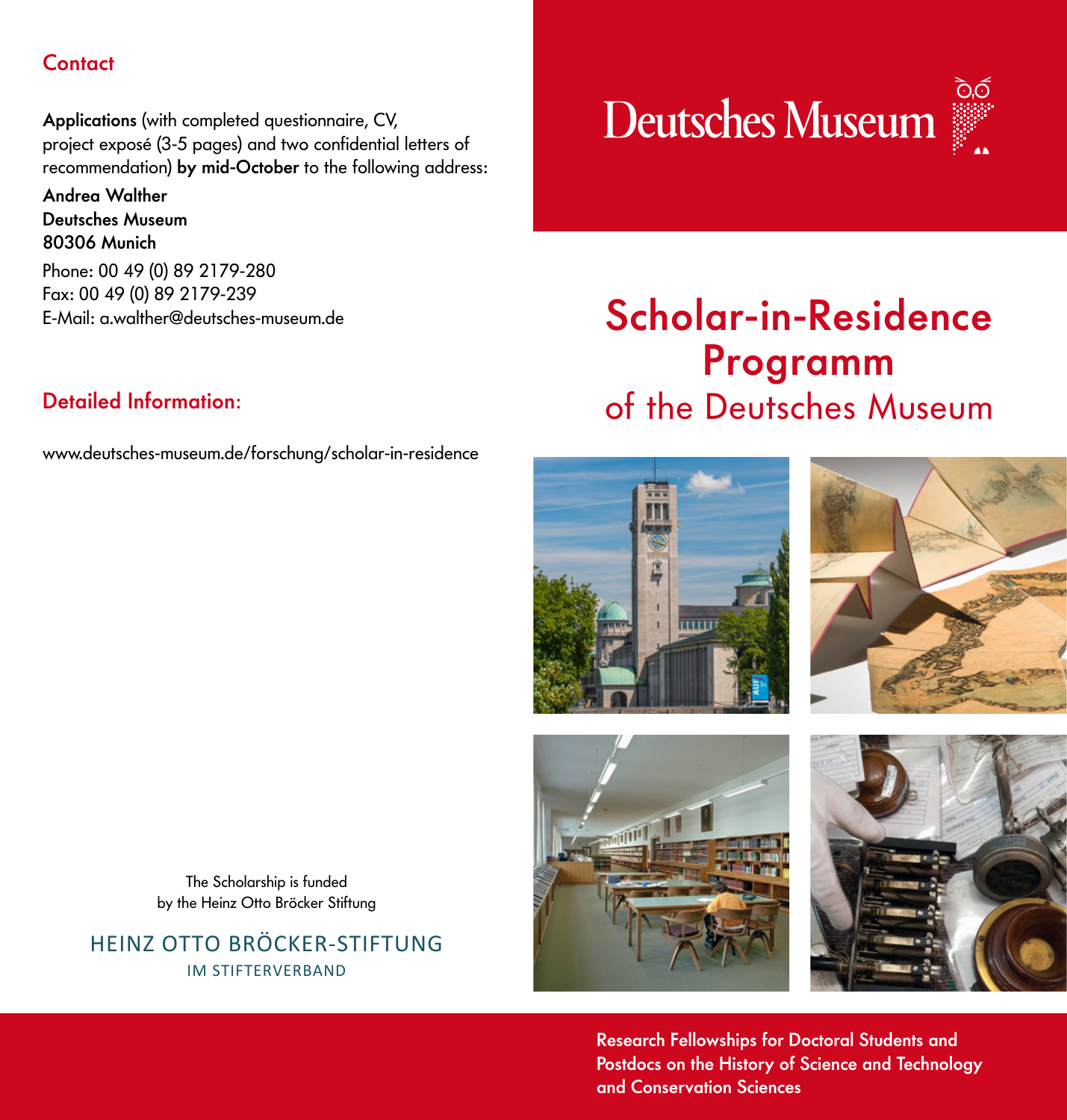## Contact

**Applications** (with completed questionnaire, CV, project exposé (3-5 pages) and two confidential letters of recommendation) **by mid-October** to the following address:

**Andrea Walther**
**Deutsches Museum**
**80306 Munich**

Phone: 00 49 (0) 89 2179-280
Fax: 00 49 (0) 89 2179-239
E-Mail: a.walther@deutsches-museum.de

## Detailed Information:

www.deutsches-museum.de/forschung/scholar-in-residence

The Scholarship is funded by the Heinz Otto Bröcker Stiftung

HEINZ OTTO BRÖCKER-STIFTUNG
IM STIFTERVERBAND

Deutsches Museum

# Scholar-in-Residence Programm

## of the Deutsches Museum

**Research Fellowships for Doctoral Students and Postdocs on the History of Science and Technology and Conservation Sciences**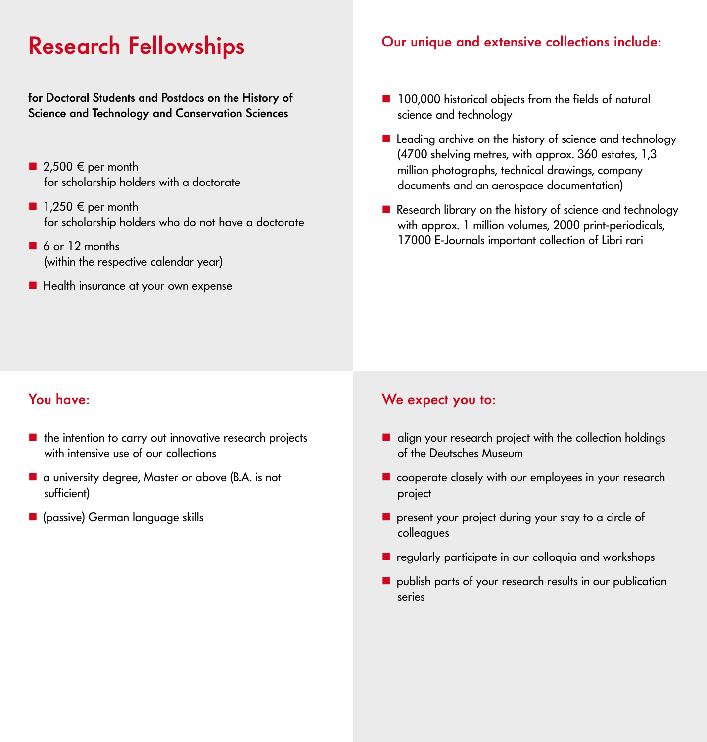# Research Fellowships

**for Doctoral Students and Postdocs on the History of Science and Technology and Conservation Sciences**

- 2,500 € per month
  for scholarship holders with a doctorate
- 1,250 € per month
  for scholarship holders who do not have a doctorate
- 6 or 12 months
  (within the respective calendar year)
- Health insurance at your own expense

## Our unique and extensive collections include:

- 100,000 historical objects from the fields of natural science and technology
- Leading archive on the history of science and technology (4700 shelving metres, with approx. 360 estates, 1,3 million photographs, technical drawings, company documents and an aerospace documentation)
- Research library on the history of science and technology with approx. 1 million volumes, 2000 print-periodicals, 17000 E-Journals important collection of Libri rari

## You have:

- the intention to carry out innovative research projects with intensive use of our collections
- a university degree, Master or above (B.A. is not sufficient)
- (passive) German language skills

## We expect you to:

- align your research project with the collection holdings of the Deutsches Museum
- cooperate closely with our employees in your research project
- present your project during your stay to a circle of colleagues
- regularly participate in our colloquia and workshops
- publish parts of your research results in our publication series